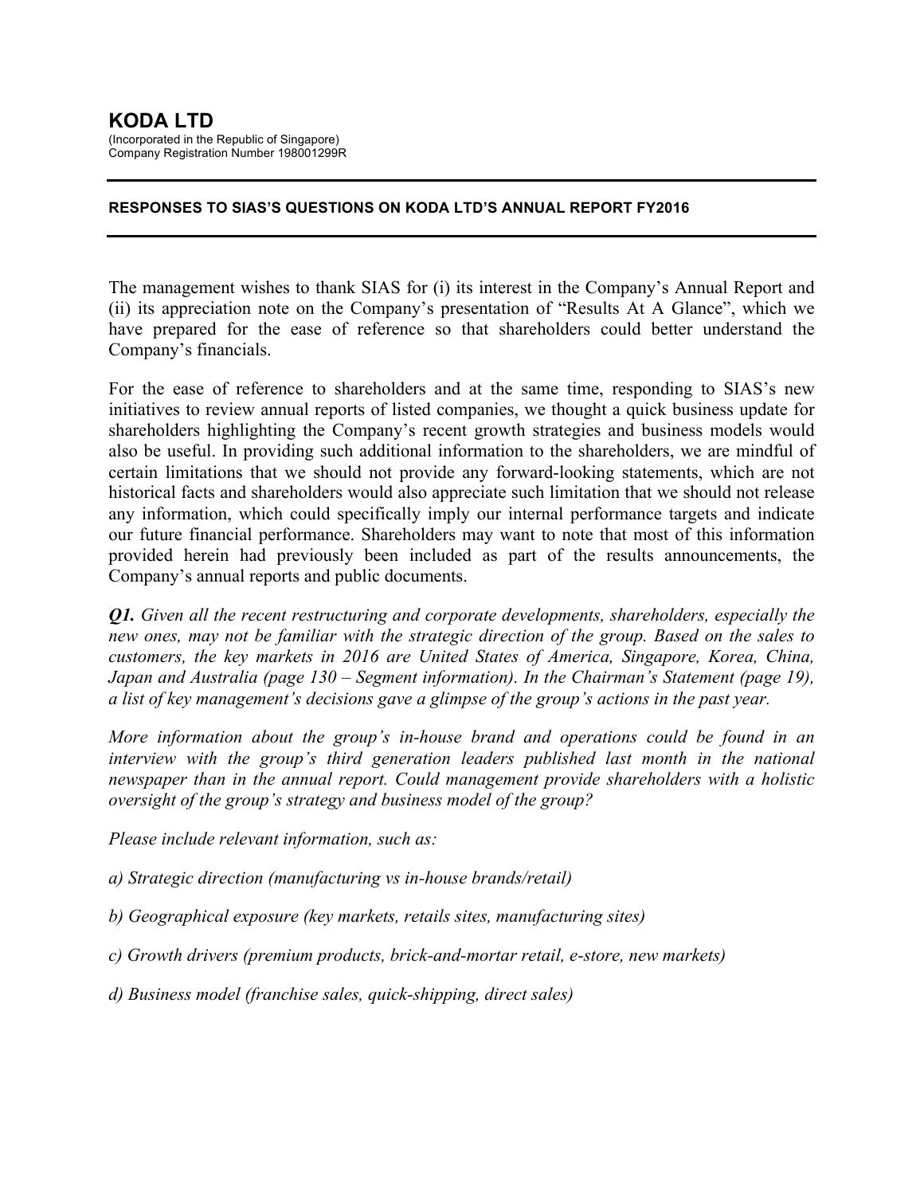# KODA LTD

(Incorporated in the Republic of Singapore)
Company Registration Number 198001299R

---

**RESPONSES TO SIAS'S QUESTIONS ON KODA LTD'S ANNUAL REPORT FY2016**

---

The management wishes to thank SIAS for (i) its interest in the Company's Annual Report and (ii) its appreciation note on the Company's presentation of "Results At A Glance", which we have prepared for the ease of reference so that shareholders could better understand the Company's financials.

For the ease of reference to shareholders and at the same time, responding to SIAS's new initiatives to review annual reports of listed companies, we thought a quick business update for shareholders highlighting the Company's recent growth strategies and business models would also be useful. In providing such additional information to the shareholders, we are mindful of certain limitations that we should not provide any forward-looking statements, which are not historical facts and shareholders would also appreciate such limitation that we should not release any information, which could specifically imply our internal performance targets and indicate our future financial performance. Shareholders may want to note that most of this information provided herein had previously been included as part of the results announcements, the Company's annual reports and public documents.

***Q1.*** *Given all the recent restructuring and corporate developments, shareholders, especially the new ones, may not be familiar with the strategic direction of the group. Based on the sales to customers, the key markets in 2016 are United States of America, Singapore, Korea, China, Japan and Australia (page 130 – Segment information). In the Chairman's Statement (page 19), a list of key management's decisions gave a glimpse of the group's actions in the past year.*

*More information about the group's in-house brand and operations could be found in an interview with the group's third generation leaders published last month in the national newspaper than in the annual report. Could management provide shareholders with a holistic oversight of the group's strategy and business model of the group?*

*Please include relevant information, such as:*

*a) Strategic direction (manufacturing vs in-house brands/retail)*

*b) Geographical exposure (key markets, retails sites, manufacturing sites)*

*c) Growth drivers (premium products, brick-and-mortar retail, e-store, new markets)*

*d) Business model (franchise sales, quick-shipping, direct sales)*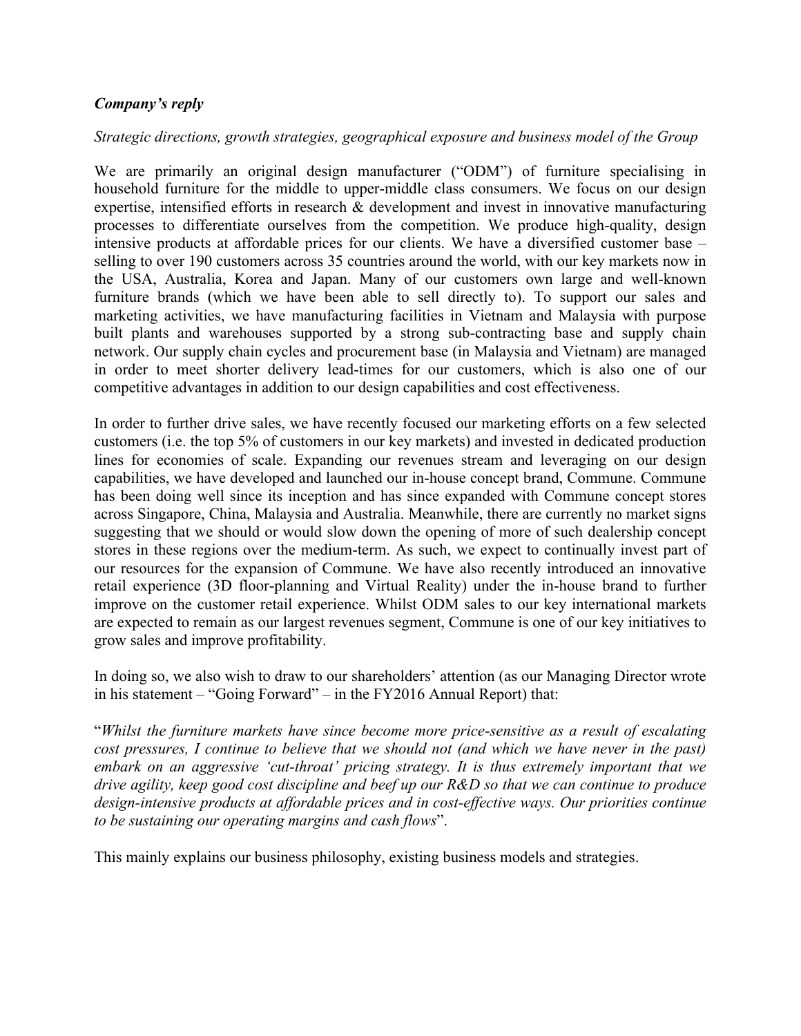***Company's reply***

*Strategic directions, growth strategies, geographical exposure and business model of the Group*

We are primarily an original design manufacturer ("ODM") of furniture specialising in household furniture for the middle to upper-middle class consumers. We focus on our design expertise, intensified efforts in research & development and invest in innovative manufacturing processes to differentiate ourselves from the competition. We produce high-quality, design intensive products at affordable prices for our clients. We have a diversified customer base – selling to over 190 customers across 35 countries around the world, with our key markets now in the USA, Australia, Korea and Japan. Many of our customers own large and well-known furniture brands (which we have been able to sell directly to). To support our sales and marketing activities, we have manufacturing facilities in Vietnam and Malaysia with purpose built plants and warehouses supported by a strong sub-contracting base and supply chain network. Our supply chain cycles and procurement base (in Malaysia and Vietnam) are managed in order to meet shorter delivery lead-times for our customers, which is also one of our competitive advantages in addition to our design capabilities and cost effectiveness.

In order to further drive sales, we have recently focused our marketing efforts on a few selected customers (i.e. the top 5% of customers in our key markets) and invested in dedicated production lines for economies of scale. Expanding our revenues stream and leveraging on our design capabilities, we have developed and launched our in-house concept brand, Commune. Commune has been doing well since its inception and has since expanded with Commune concept stores across Singapore, China, Malaysia and Australia. Meanwhile, there are currently no market signs suggesting that we should or would slow down the opening of more of such dealership concept stores in these regions over the medium-term. As such, we expect to continually invest part of our resources for the expansion of Commune. We have also recently introduced an innovative retail experience (3D floor-planning and Virtual Reality) under the in-house brand to further improve on the customer retail experience. Whilst ODM sales to our key international markets are expected to remain as our largest revenues segment, Commune is one of our key initiatives to grow sales and improve profitability.

In doing so, we also wish to draw to our shareholders' attention (as our Managing Director wrote in his statement – "Going Forward" – in the FY2016 Annual Report) that:

"*Whilst the furniture markets have since become more price-sensitive as a result of escalating cost pressures, I continue to believe that we should not (and which we have never in the past) embark on an aggressive 'cut-throat' pricing strategy. It is thus extremely important that we drive agility, keep good cost discipline and beef up our R&D so that we can continue to produce design-intensive products at affordable prices and in cost-effective ways. Our priorities continue to be sustaining our operating margins and cash flows*".

This mainly explains our business philosophy, existing business models and strategies.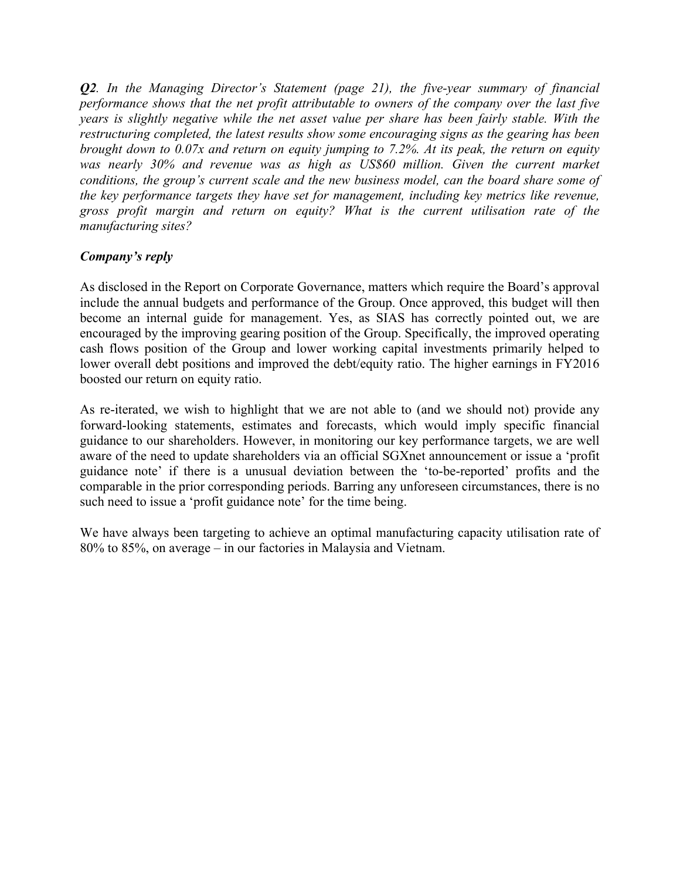***Q2**. In the Managing Director's Statement (page 21), the five-year summary of financial performance shows that the net profit attributable to owners of the company over the last five years is slightly negative while the net asset value per share has been fairly stable. With the restructuring completed, the latest results show some encouraging signs as the gearing has been brought down to 0.07x and return on equity jumping to 7.2%. At its peak, the return on equity was nearly 30% and revenue was as high as US$60 million. Given the current market conditions, the group's current scale and the new business model, can the board share some of the key performance targets they have set for management, including key metrics like revenue, gross profit margin and return on equity? What is the current utilisation rate of the manufacturing sites?*

***Company's reply***

As disclosed in the Report on Corporate Governance, matters which require the Board's approval include the annual budgets and performance of the Group. Once approved, this budget will then become an internal guide for management. Yes, as SIAS has correctly pointed out, we are encouraged by the improving gearing position of the Group. Specifically, the improved operating cash flows position of the Group and lower working capital investments primarily helped to lower overall debt positions and improved the debt/equity ratio. The higher earnings in FY2016 boosted our return on equity ratio.

As re-iterated, we wish to highlight that we are not able to (and we should not) provide any forward-looking statements, estimates and forecasts, which would imply specific financial guidance to our shareholders. However, in monitoring our key performance targets, we are well aware of the need to update shareholders via an official SGXnet announcement or issue a 'profit guidance note' if there is a unusual deviation between the 'to-be-reported' profits and the comparable in the prior corresponding periods. Barring any unforeseen circumstances, there is no such need to issue a 'profit guidance note' for the time being.

We have always been targeting to achieve an optimal manufacturing capacity utilisation rate of 80% to 85%, on average – in our factories in Malaysia and Vietnam.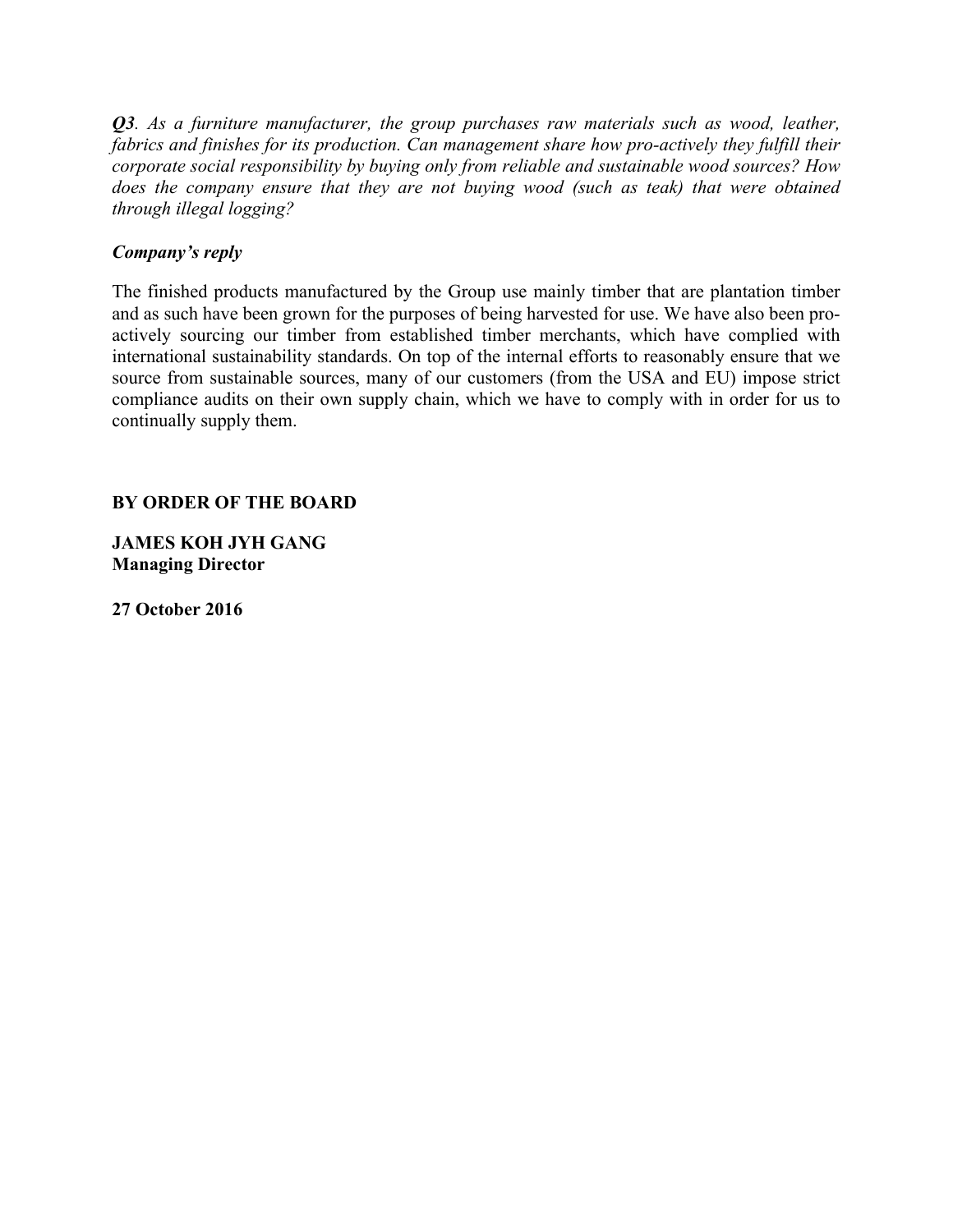***Q3**. As a furniture manufacturer, the group purchases raw materials such as wood, leather, fabrics and finishes for its production. Can management share how pro-actively they fulfill their corporate social responsibility by buying only from reliable and sustainable wood sources? How does the company ensure that they are not buying wood (such as teak) that were obtained through illegal logging?*

***Company's reply***

The finished products manufactured by the Group use mainly timber that are plantation timber and as such have been grown for the purposes of being harvested for use. We have also been pro-actively sourcing our timber from established timber merchants, which have complied with international sustainability standards. On top of the internal efforts to reasonably ensure that we source from sustainable sources, many of our customers (from the USA and EU) impose strict compliance audits on their own supply chain, which we have to comply with in order for us to continually supply them.

**BY ORDER OF THE BOARD**

**JAMES KOH JYH GANG**
**Managing Director**

**27 October 2016**